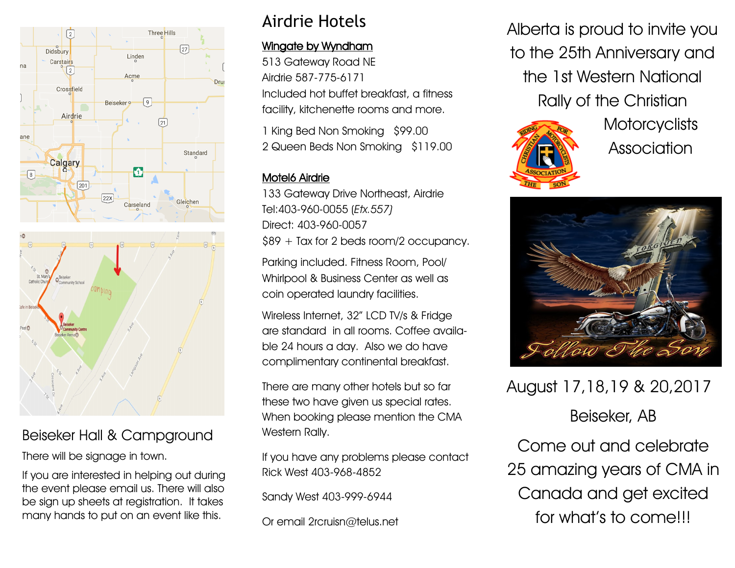Alberta is proud to invite you to the 25th Anniversary and the 1st Western National Rally of the Christian Motorcyclists Association

August 17,18,19 & 20,2017

Beiseker, AB

Come out and celebrate 25 amazing years of CMA in Canada and get excited for what's to come!!!

# Airdrie Hotels

**Wingate by Wyndham**

513 Gateway Road NE
Airdrie 587-775-6171
Included hot buffet breakfast, a fitness facility, kitchenette rooms and more.

1 King Bed Non Smoking $99.00
2 Queen Beds Non Smoking $119.00

**Motel6 Airdrie**

133 Gateway Drive Northeast, Airdrie
Tel:403-960-0055 (*Etx.557)*
Direct: 403-960-0057
$89 + Tax for 2 beds room/2 occupancy.

Parking included. Fitness Room, Pool/ Whirlpool & Business Center as well as coin operated laundry facilities.

Wireless Internet, 32" LCD TV/s & Fridge are standard in all rooms. Coffee available 24 hours a day. Also we do have complimentary continental breakfast.

There are many other hotels but so far these two have given us special rates. When booking please mention the CMA Western Rally.

If you have any problems please contact Rick West 403-968-4852

Sandy West 403-999-6944

Or email 2rcruisn@telus.net

## Beiseker Hall & Campground

There will be signage in town.

If you are interested in helping out during the event please email us. There will also be sign up sheets at registration. It takes many hands to put on an event like this.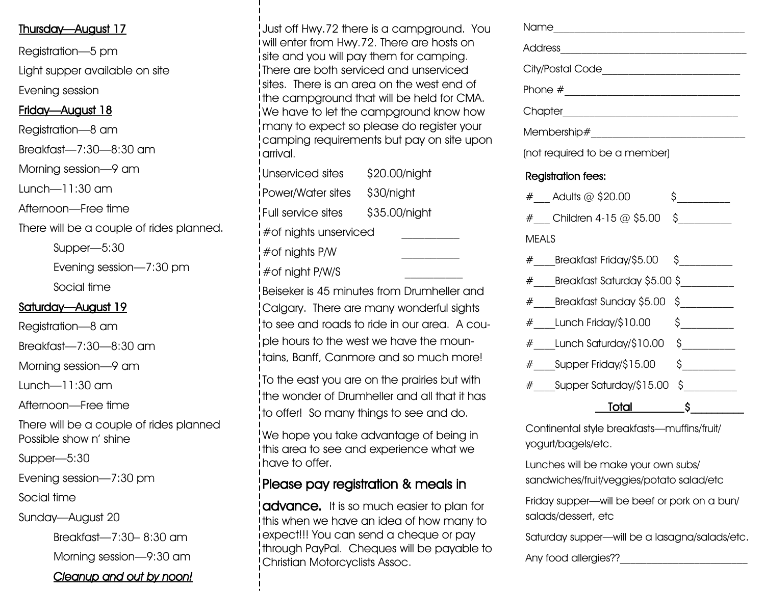**<u>Thursday—August 17</u>**

Registration—5 pm

Light supper available on site

Evening session

**<u>Friday—August 18</u>**

Registration—8 am

Breakfast—7:30—8:30 am

Morning session—9 am

Lunch—11:30 am

Afternoon—Free time

There will be a couple of rides planned.

Supper—5:30

Evening session—7:30 pm

Social time

**<u>Saturday—August 19</u>**

Registration—8 am

Breakfast—7:30—8:30 am

Morning session—9 am

Lunch—11:30 am

Afternoon—Free time

There will be a couple of rides planned
Possible show n' shine

Supper—5:30

Evening session—7:30 pm

Social time

Sunday—August 20

Breakfast—7:30– 8:30 am

Morning session—9:30 am

***<u>Cleanup and out by noon!</u>***

Just off Hwy.72 there is a campground. You will enter from Hwy.72. There are hosts on site and you will pay them for camping. There are both serviced and unserviced sites. There is an area on the west end of the campground that will be held for CMA. We have to let the campground know how many to expect so please do register your camping requirements but pay on site upon arrival.

| | |
|---|---|
| Unserviced sites | $20.00/night |
| Power/Water sites | $30/night |
| Full service sites | $35.00/night |
| #of nights unserviced | ________ |
| #of nights P/W | ________ |
| #of night P/W/S | ________ |

Beiseker is 45 minutes from Drumheller and Calgary. There are many wonderful sights to see and roads to ride in our area. A couple hours to the west we have the mountains, Banff, Canmore and so much more!

To the east you are on the prairies but with the wonder of Drumheller and all that it has to offer! So many things to see and do.

We hope you take advantage of being in this area to see and experience what we have to offer.

**Please pay registration & meals in advance.** It is so much easier to plan for this when we have an idea of how many to expect!!! You can send a cheque or pay through PayPal. Cheques will be payable to Christian Motorcyclists Assoc.

Name________________________________

Address______________________________

City/Postal Code_______________________

Phone #______________________________

Chapter______________________________

Membership#__________________________

(not required to be a member)

**Registration fees:**

#___ Adults @ $20.00 $_________

#___ Children 4-15 @ $5.00 $_________

MEALS

#____Breakfast Friday/$5.00 $_________

#____Breakfast Saturday $5.00 $_________

#____Breakfast Sunday $5.00 $_________

#____Lunch Friday/$10.00 $_________

#____Lunch Saturday/$10.00 $_________

#____Supper Friday/$15.00 $_________

#____Supper Saturday/$15.00 $_________

<u>Total</u> $_________

Continental style breakfasts—muffins/fruit/yogurt/bagels/etc.

Lunches will be make your own subs/sandwiches/fruit/veggies/potato salad/etc

Friday supper—will be beef or pork on a bun/salads/dessert, etc

Saturday supper—will be a lasagna/salads/etc.

Any food allergies??______________________